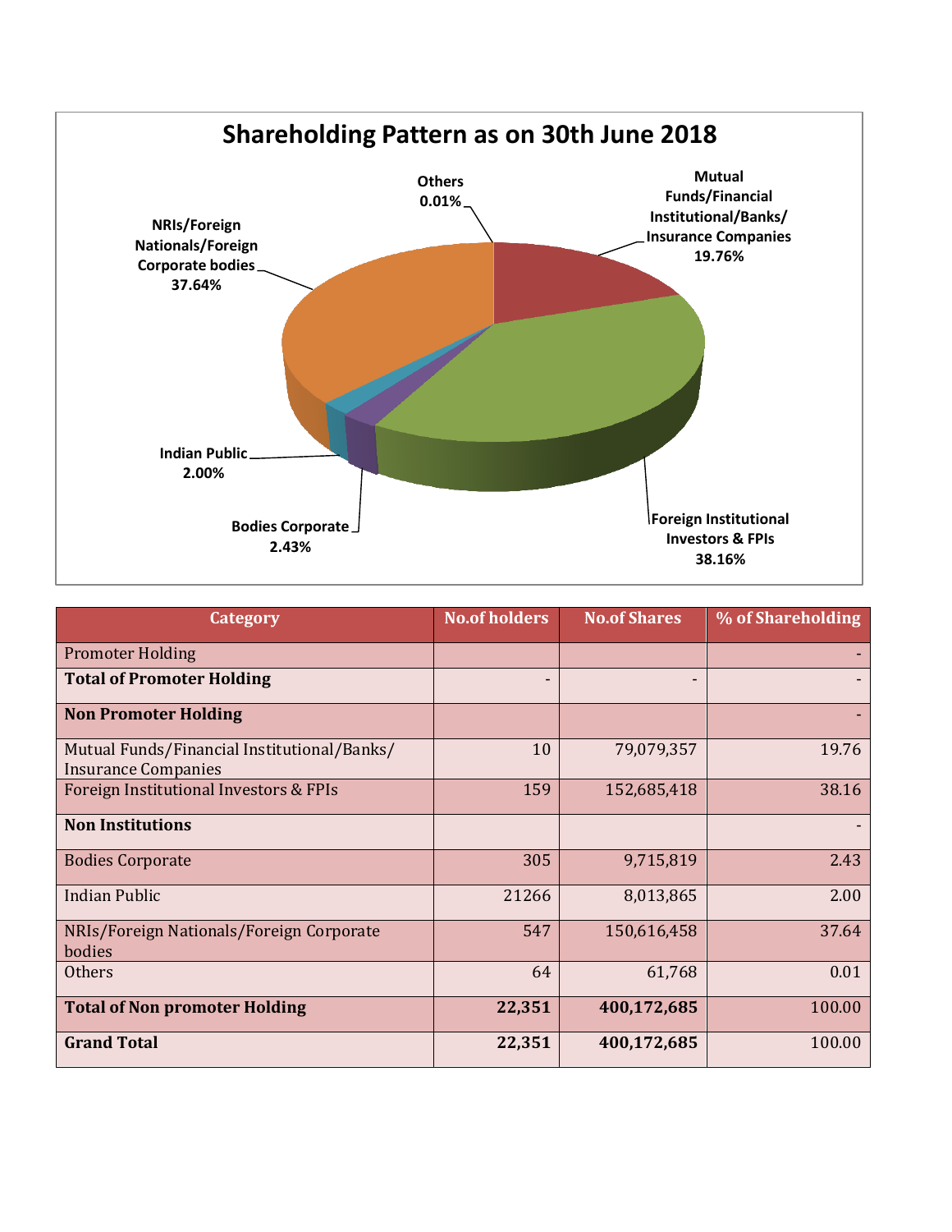## Shareholding Pattern as on 30th June 2018

Others 0.01%

Mutual Funds/Financial Institutional/Banks/ Insurance Companies 19.76%

NRIs/Foreign Nationals/Foreign Corporate bodies 37.64%

Indian Public 2.00%

Bodies Corporate 2.43%

Foreign Institutional Investors & FPIs 38.16%

| Category | No.of holders | No.of Shares | % of Shareholding |
|---|---|---|---|
| Promoter Holding | | | - |
| **Total of Promoter Holding** | - | - | - |
| **Non Promoter Holding** | | | - |
| Mutual Funds/Financial Institutional/Banks/ Insurance Companies | 10 | 79,079,357 | 19.76 |
| Foreign Institutional Investors & FPIs | 159 | 152,685,418 | 38.16 |
| **Non Institutions** | | | - |
| Bodies Corporate | 305 | 9,715,819 | 2.43 |
| Indian Public | 21266 | 8,013,865 | 2.00 |
| NRIs/Foreign Nationals/Foreign Corporate bodies | 547 | 150,616,458 | 37.64 |
| Others | 64 | 61,768 | 0.01 |
| **Total of Non promoter Holding** | **22,351** | **400,172,685** | 100.00 |
| **Grand Total** | **22,351** | **400,172,685** | 100.00 |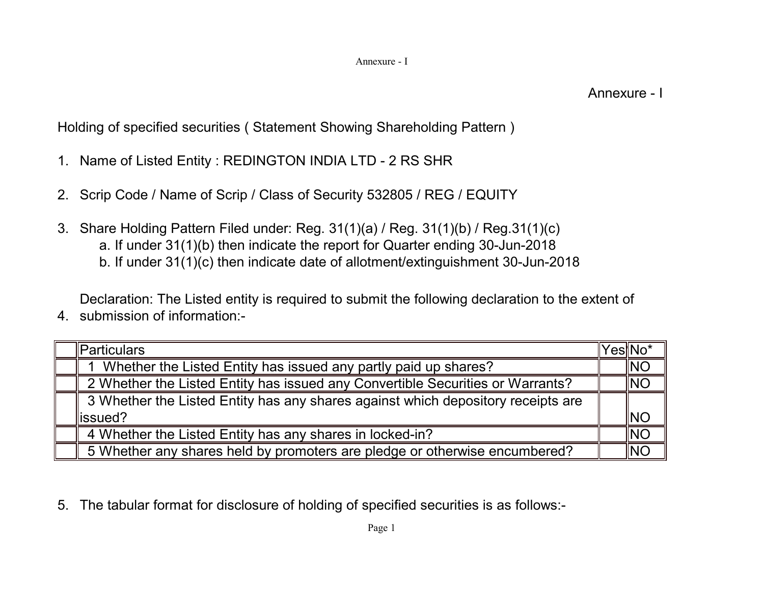Annexure - I

Holding of specified securities ( Statement Showing Shareholding Pattern )

1. Name of Listed Entity : REDINGTON INDIA LTD - 2 RS SHR

2. Scrip Code / Name of Scrip / Class of Security 532805 / REG / EQUITY

3. Share Holding Pattern Filed under: Reg. 31(1)(a) / Reg. 31(1)(b) / Reg.31(1)(c)
   a. If under 31(1)(b) then indicate the report for Quarter ending 30-Jun-2018
   b. If under 31(1)(c) then indicate date of allotment/extinguishment 30-Jun-2018

4. Declaration: The Listed entity is required to submit the following declaration to the extent of submission of information:-

| | Particulars | Yes | No* |
|---|---|---|---|
| | 1 Whether the Listed Entity has issued any partly paid up shares? | | NO |
| | 2 Whether the Listed Entity has issued any Convertible Securities or Warrants? | | NO |
| | 3 Whether the Listed Entity has any shares against which depository receipts are issued? | | NO |
| | 4 Whether the Listed Entity has any shares in locked-in? | | NO |
| | 5 Whether any shares held by promoters are pledge or otherwise encumbered? | | NO |

5. The tabular format for disclosure of holding of specified securities is as follows:-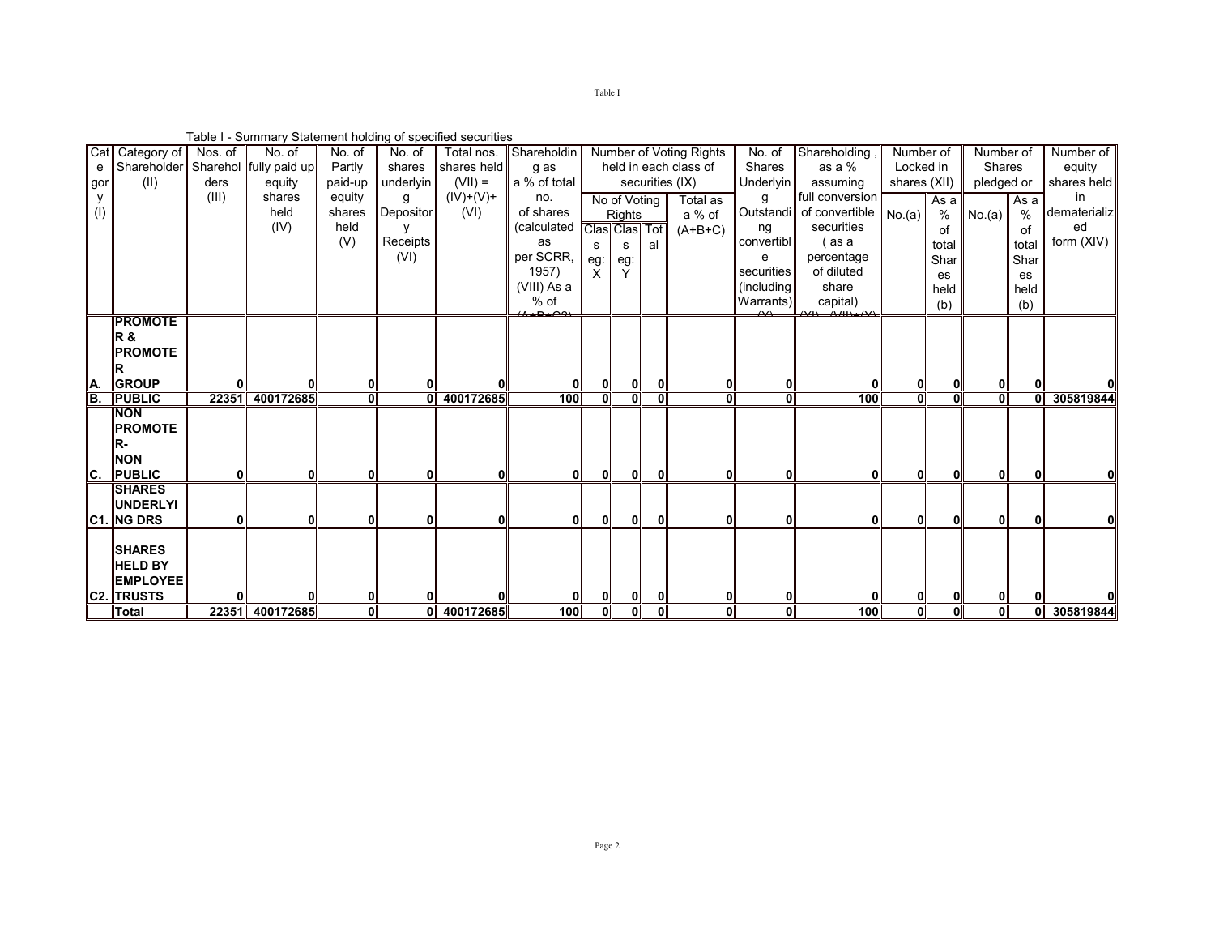Table I - Summary Statement holding of specified securities

| Category (I) | Category of Shareholder (II) | Nos. of Shareholders (III) | No. of fully paid up equity shares held (IV) | No. of Partly paid-up equity shares held (V) | No. of shares underlying Depository Receipts (VI) | Total nos. shares held (VII) = (IV)+(V)+ (VI) | Shareholding as a % of total no. of shares (calculated as per SCRR, 1957) (VIII) As a % of (A+B+C2) | Number of Voting Rights held in each class of securities (IX) | | | | No. of Shares Underlying Outstanding convertible securities (including Warrants) (X) | Shareholding , as a % assuming full conversion of convertible securities ( as a percentage of diluted share capital) (XI)= (VII)+(X) | Number of Locked in shares (XII) | | Number of Shares pledged or | | Number of equity shares held in dematerialized form (XIV) |
|---|---|---|---|---|---|---|---|---|---|---|---|---|---|---|---|---|---|---|
| | | | | | | | | No of Voting Rights | | | Total as a % of (A+B+C) | | | No.(a) | As a % of total Shares held (b) | No.(a) | As a % of total Shares held (b) | |
| | | | | | | | | Class eg: X | Class eg: Y | Total | | | | | | | | |
| A. | PROMOTER & PROMOTER GROUP | 0 | 0 | 0 | 0 | 0 | 0 | 0 | 0 | 0 | 0 | 0 | 0 | 0 | 0 | 0 | 0 | 0 |
| B. | PUBLIC | 22351 | 400172685 | 0 | 0 | 400172685 | 100 | 0 | 0 | 0 | 0 | 0 | 100 | 0 | 0 | 0 | 0 | 305819844 |
| C. | NON PROMOTER- NON PUBLIC | 0 | 0 | 0 | 0 | 0 | 0 | 0 | 0 | 0 | 0 | 0 | 0 | 0 | 0 | 0 | 0 | 0 |
| C1. | SHARES UNDERLYING DRS | 0 | 0 | 0 | 0 | 0 | 0 | 0 | 0 | 0 | 0 | 0 | 0 | 0 | 0 | 0 | 0 | 0 |
| C2. | SHARES HELD BY EMPLOYEE TRUSTS | 0 | 0 | 0 | 0 | 0 | 0 | 0 | 0 | 0 | 0 | 0 | 0 | 0 | 0 | 0 | 0 | 0 |
| | Total | 22351 | 400172685 | 0 | 0 | 400172685 | 100 | 0 | 0 | 0 | 0 | 0 | 100 | 0 | 0 | 0 | 0 | 305819844 |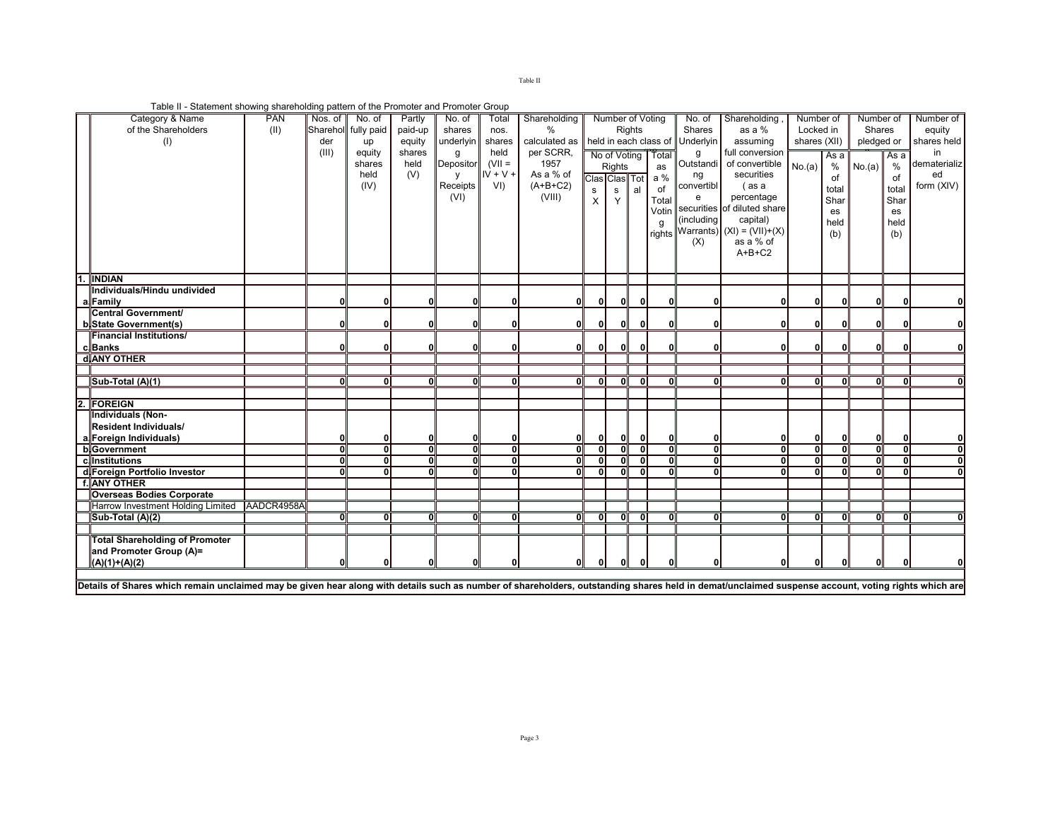Table II - Statement showing shareholding pattern of the Promoter and Promoter Group

| | Category & Name of the Shareholders (I) | PAN (II) | Nos. of Shareholder (III) | No. of fully paid up equity shares held (IV) | Partly paid-up equity shares held (V) | No. of shares underlying Depository Receipts (VI) | Total nos. shares held (VII = IV + V + VI) | Shareholding % calculated as per SCRR, 1957 As a % of (A+B+C2) (VIII) | Number of Voting Rights held in each class of securities (IX) | | | | No. of Shares Underlying Outstanding convertible securities (including Warrants) (X) | Shareholding, as a % assuming full conversion of convertible securities (as a percentage of diluted share capital) (XI) = (VII)+(X) as a % of A+B+C2 | Number of Locked in shares (XII) | | Number of Shares pledged or otherwise encumbered (XIII) | | Number of equity shares held in dematerialized form (XIV) |
|---|---|---|---|---|---|---|---|---|---|---|---|---|---|---|---|---|---|---|---|
| | | | | | | | | | No of Voting Rights | | | Total as a % of Total Voting rights | | | No.(a) | As a % of total Shares held (b) | No.(a) | As a % of total Shares held (b) | |
| | | | | | | | | | Class X | Class Y | Total | | | | | | | | |
| 1. | INDIAN | | | | | | | | | | | | | | | | | | |
| a | Individuals/Hindu undivided Family | | 0 | 0 | 0 | 0 | 0 | 0 | 0 | 0 | 0 | 0 | 0 | 0 | 0 | 0 | 0 | 0 | 0 |
| b | Central Government/ State Government(s) | | 0 | 0 | 0 | 0 | 0 | 0 | 0 | 0 | 0 | 0 | 0 | 0 | 0 | 0 | 0 | 0 | 0 |
| c | Financial Institutions/ Banks | | 0 | 0 | 0 | 0 | 0 | 0 | 0 | 0 | 0 | 0 | 0 | 0 | 0 | 0 | 0 | 0 | 0 |
| d | ANY OTHER | | | | | | | | | | | | | | | | | | |
| | | | | | | | | | | | | | | | | | | | |
| | Sub-Total (A)(1) | | 0 | 0 | 0 | 0 | 0 | 0 | 0 | 0 | 0 | 0 | 0 | 0 | 0 | 0 | 0 | 0 | 0 |
| | | | | | | | | | | | | | | | | | | | |
| 2. | FOREIGN | | | | | | | | | | | | | | | | | | |
| a | Individuals (Non-Resident Individuals/ Foreign Individuals) | | 0 | 0 | 0 | 0 | 0 | 0 | 0 | 0 | 0 | 0 | 0 | 0 | 0 | 0 | 0 | 0 | 0 |
| b | Government | | 0 | 0 | 0 | 0 | 0 | 0 | 0 | 0 | 0 | 0 | 0 | 0 | 0 | 0 | 0 | 0 | 0 |
| c | Institutions | | 0 | 0 | 0 | 0 | 0 | 0 | 0 | 0 | 0 | 0 | 0 | 0 | 0 | 0 | 0 | 0 | 0 |
| d | Foreign Portfolio Investor | | 0 | 0 | 0 | 0 | 0 | 0 | 0 | 0 | 0 | 0 | 0 | 0 | 0 | 0 | 0 | 0 | 0 |
| f. | ANY OTHER | | | | | | | | | | | | | | | | | | |
| | Overseas Bodies Corporate | | | | | | | | | | | | | | | | | | |
| | Harrow Investment Holding Limited | AADCR4958A | | | | | | | | | | | | | | | | | |
| | Sub-Total (A)(2) | | 0 | 0 | 0 | 0 | 0 | 0 | 0 | 0 | 0 | 0 | 0 | 0 | 0 | 0 | 0 | 0 | 0 |
| | | | | | | | | | | | | | | | | | | | |
| | Total Shareholding of Promoter and Promoter Group (A)= (A)(1)+(A)(2) | | 0 | 0 | 0 | 0 | 0 | 0 | 0 | 0 | 0 | 0 | 0 | 0 | 0 | 0 | 0 | 0 | 0 |

**Details of Shares which remain unclaimed may be given hear along with details such as number of shareholders, outstanding shares held in demat/unclaimed suspense account, voting rights which are**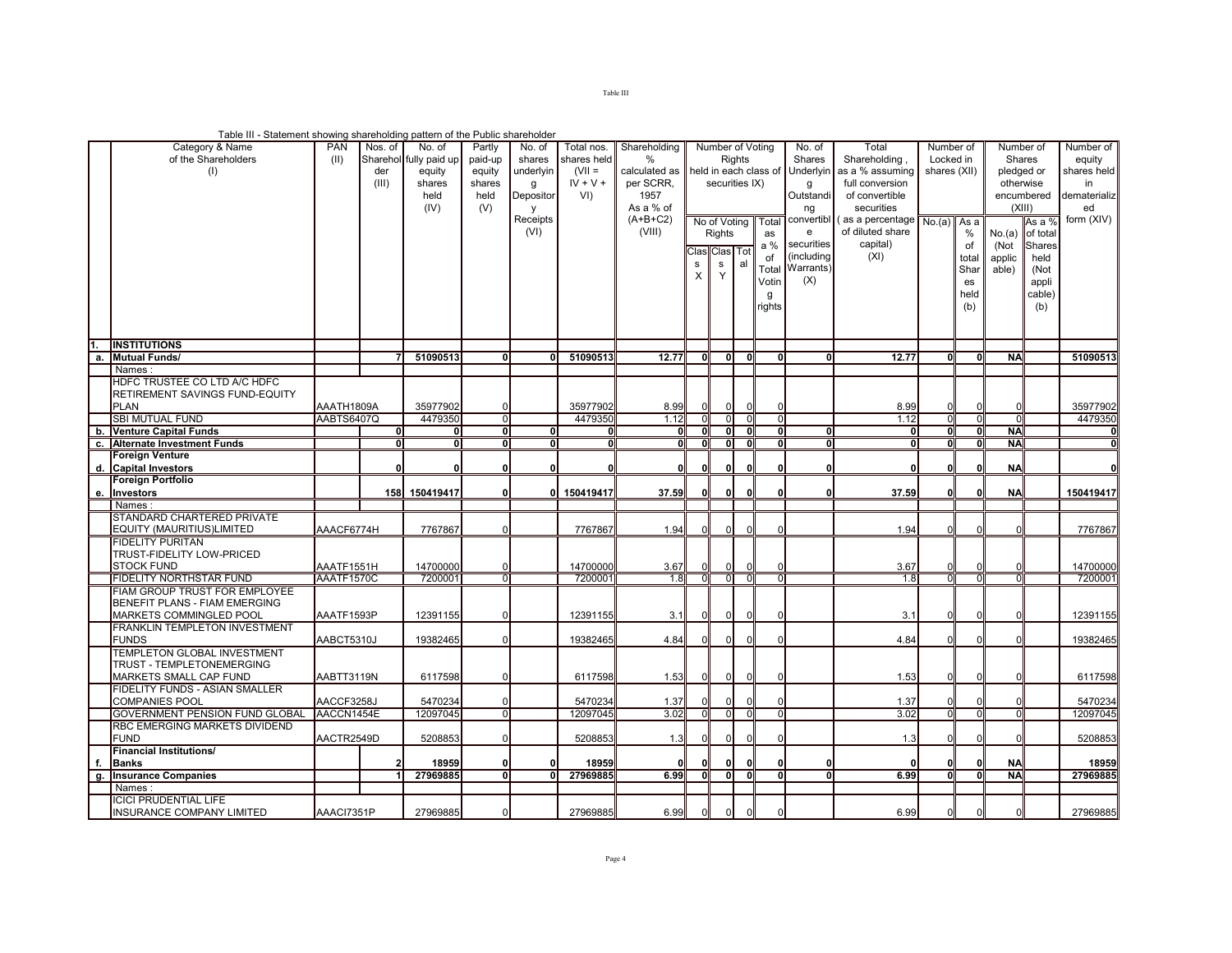Table III - Statement showing shareholding pattern of the Public shareholder

| | Category & Name of the Shareholders (I) | PAN (II) | Nos. of Shareholder (III) | No. of fully paid up equity shares held (IV) | Partly paid-up equity shares held (V) | No. of shares underlying Depository Receipts (VI) | Total nos. shares held (VII = IV + V + VI) | Shareholding % calculated as per SCRR, 1957 As a % of (A+B+C2) (VIII) | Number of Voting Rights held in each class of securities IX) | | | | No. of Shares Underlying Outstanding convertible securities (including Warrants) (X) | Total Shareholding , as a % assuming full conversion of convertible securities ( as a percentage of diluted share capital) (XI) | Number of Locked in shares (XII) | | Number of Shares pledged or otherwise encumbered (XIII) | | Number of equity shares held in dematerialized form (XIV) |
|---|---|---|---|---|---|---|---|---|---|---|---|---|---|---|---|---|---|---|---|
| | | | | | | | | | No of Voting Rights | | | Total as a % of Total Voting rights | | | No.(a) | As a % of total Shares held (b) | No.(a) (Not applicable) | As a % of total Shares held (Not applicable) (b) | |
| | | | | | | | | | Class X | Class Y | Total | | | | | | | | |
| 1. | **INSTITUTIONS** | | | | | | | | | | | | | | | | | | |
| a. | **Mutual Funds/** | | **7** | **51090513** | **0** | **0** | **51090513** | **12.77** | **0** | **0** | **0** | **0** | **0** | **12.77** | **0** | **0** | **NA** | | **51090513** |
| | Names : | | | | | | | | | | | | | | | | | | |
| | HDFC TRUSTEE CO LTD A/C HDFC RETIREMENT SAVINGS FUND-EQUITY PLAN | AAATH1809A | | 35977902 | 0 | | 35977902 | 8.99 | 0 | 0 | 0 | 0 | | 8.99 | 0 | 0 | 0 | | 35977902 |
| | SBI MUTUAL FUND | AABTS6407Q | | 4479350 | 0 | | 4479350 | 1.12 | 0 | 0 | 0 | 0 | | 1.12 | 0 | 0 | 0 | | 4479350 |
| b. | **Venture Capital Funds** | | **0** | **0** | **0** | **0** | **0** | **0** | **0** | **0** | **0** | **0** | **0** | **0** | **0** | **0** | **NA** | | **0** |
| c. | **Alternate Investment Funds** | | **0** | **0** | **0** | **0** | **0** | **0** | **0** | **0** | **0** | **0** | **0** | **0** | **0** | **0** | **NA** | | **0** |
| d. | **Foreign Venture Capital Investors** | | **0** | **0** | **0** | **0** | **0** | **0** | **0** | **0** | **0** | **0** | **0** | **0** | **0** | **0** | **NA** | | **0** |
| e. | **Foreign Portfolio Investors** | | **158** | **150419417** | **0** | **0** | **150419417** | **37.59** | **0** | **0** | **0** | **0** | **0** | **37.59** | **0** | **0** | **NA** | | **150419417** |
| | Names : | | | | | | | | | | | | | | | | | | |
| | STANDARD CHARTERED PRIVATE EQUITY (MAURITIUS)LIMITED | AAACF6774H | | 7767867 | 0 | | 7767867 | 1.94 | 0 | 0 | 0 | 0 | | 1.94 | 0 | 0 | 0 | | 7767867 |
| | FIDELITY PURITAN TRUST-FIDELITY LOW-PRICED STOCK FUND | AAATF1551H | | 14700000 | 0 | | 14700000 | 3.67 | 0 | 0 | 0 | 0 | | 3.67 | 0 | 0 | 0 | | 14700000 |
| | FIDELITY NORTHSTAR FUND | AAATF1570C | | 7200001 | 0 | | 7200001 | 1.8 | 0 | 0 | 0 | 0 | | 1.8 | 0 | 0 | 0 | | 7200001 |
| | FIAM GROUP TRUST FOR EMPLOYEE BENEFIT PLANS - FIAM EMERGING MARKETS COMMINGLED POOL | AAATF1593P | | 12391155 | 0 | | 12391155 | 3.1 | 0 | 0 | 0 | 0 | | 3.1 | 0 | 0 | 0 | | 12391155 |
| | FRANKLIN TEMPLETON INVESTMENT FUNDS | AABCT5310J | | 19382465 | 0 | | 19382465 | 4.84 | 0 | 0 | 0 | 0 | | 4.84 | 0 | 0 | 0 | | 19382465 |
| | TEMPLETON GLOBAL INVESTMENT TRUST - TEMPLETONEMERGING MARKETS SMALL CAP FUND | AABTT3119N | | 6117598 | 0 | | 6117598 | 1.53 | 0 | 0 | 0 | 0 | | 1.53 | 0 | 0 | 0 | | 6117598 |
| | FIDELITY FUNDS - ASIAN SMALLER COMPANIES POOL | AACCF3258J | | 5470234 | 0 | | 5470234 | 1.37 | 0 | 0 | 0 | 0 | | 1.37 | 0 | 0 | 0 | | 5470234 |
| | GOVERNMENT PENSION FUND GLOBAL | AACCN1454E | | 12097045 | 0 | | 12097045 | 3.02 | 0 | 0 | 0 | 0 | | 3.02 | 0 | 0 | 0 | | 12097045 |
| | RBC EMERGING MARKETS DIVIDEND FUND | AACTR2549D | | 5208853 | 0 | | 5208853 | 1.3 | 0 | 0 | 0 | 0 | | 1.3 | 0 | 0 | 0 | | 5208853 |
| f. | **Financial Institutions/ Banks** | | **2** | **18959** | **0** | **0** | **18959** | **0** | **0** | **0** | **0** | **0** | **0** | **0** | **0** | **0** | **NA** | | **18959** |
| g. | **Insurance Companies** | | **1** | **27969885** | **0** | **0** | **27969885** | **6.99** | **0** | **0** | **0** | **0** | **0** | **6.99** | **0** | **0** | **NA** | | **27969885** |
| | Names : | | | | | | | | | | | | | | | | | | |
| | ICICI PRUDENTIAL LIFE INSURANCE COMPANY LIMITED | AAACI7351P | | 27969885 | 0 | | 27969885 | 6.99 | 0 | 0 | 0 | 0 | | 6.99 | 0 | 0 | 0 | | 27969885 |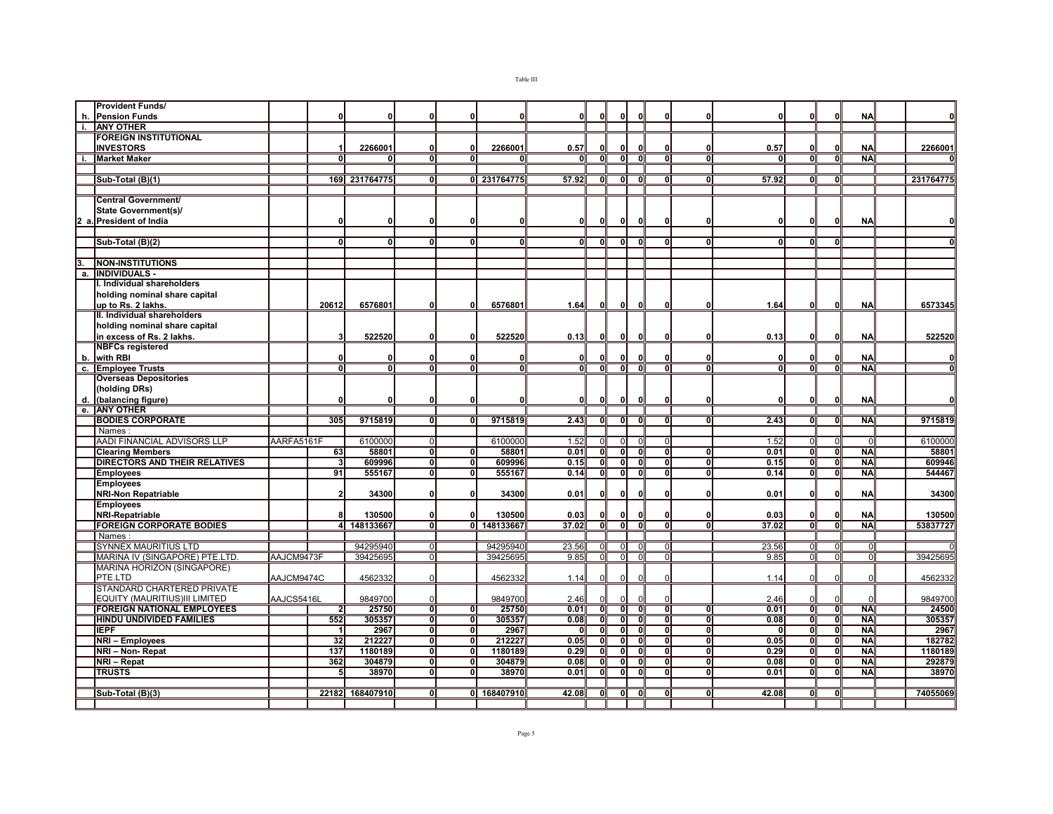Table III

| | | | | | | | | | | | | | | | | | | | |
|---|---|---|---|---|---|---|---|---|---|---|---|---|---|---|---|---|---|---|---|
| h. | Provident Funds/ Pension Funds | | 0 | 0 | 0 | 0 | 0 | 0 | 0 | 0 | 0 | 0 | 0 | 0 | 0 | 0 | NA | | 0 |
| i. | ANY OTHER | | | | | | | | | | | | | | | | | | |
| | FOREIGN INSTITUTIONAL INVESTORS | | 1 | 2266001 | 0 | 0 | 2266001 | 0.57 | 0 | 0 | 0 | 0 | 0 | 0.57 | 0 | 0 | NA | | 2266001 |
| i. | Market Maker | | 0 | 0 | 0 | 0 | 0 | 0 | 0 | 0 | 0 | 0 | 0 | 0 | 0 | 0 | NA | | 0 |
| | | | | | | | | | | | | | | | | | | | |
| | Sub-Total (B)(1) | | 169 | 231764775 | 0 | 0 | 231764775 | 57.92 | 0 | 0 | 0 | 0 | 0 | 57.92 | 0 | 0 | | | 231764775 |
| | | | | | | | | | | | | | | | | | | | |
| 2 a. | Central Government/ State Government(s)/ President of India | | 0 | 0 | 0 | 0 | 0 | 0 | 0 | 0 | 0 | 0 | 0 | 0 | 0 | 0 | NA | | 0 |
| | | | | | | | | | | | | | | | | | | | |
| | Sub-Total (B)(2) | | 0 | 0 | 0 | 0 | 0 | 0 | 0 | 0 | 0 | 0 | 0 | 0 | 0 | 0 | | | 0 |
| | | | | | | | | | | | | | | | | | | | |
| 3. | NON-INSTITUTIONS | | | | | | | | | | | | | | | | | | |
| a. | INDIVIDUALS - | | | | | | | | | | | | | | | | | | |
| | I. Individual shareholders holding nominal share capital up to Rs. 2 lakhs. | | 20612 | 6576801 | 0 | 0 | 6576801 | 1.64 | 0 | 0 | 0 | 0 | 0 | 1.64 | 0 | 0 | NA | | 6573345 |
| | II. Individual shareholders holding nominal share capital in excess of Rs. 2 lakhs. | | 3 | 522520 | 0 | 0 | 522520 | 0.13 | 0 | 0 | 0 | 0 | 0 | 0.13 | 0 | 0 | NA | | 522520 |
| b. | NBFCs registered with RBI | | 0 | 0 | 0 | 0 | 0 | 0 | 0 | 0 | 0 | 0 | 0 | 0 | 0 | 0 | NA | | 0 |
| c. | Employee Trusts | | 0 | 0 | 0 | 0 | 0 | 0 | 0 | 0 | 0 | 0 | 0 | 0 | 0 | 0 | NA | | 0 |
| d. | Overseas Depositories (holding DRs) (balancing figure) | | 0 | 0 | 0 | 0 | 0 | 0 | 0 | 0 | 0 | 0 | 0 | 0 | 0 | 0 | NA | | 0 |
| e. | ANY OTHER | | | | | | | | | | | | | | | | | | |
| | BODIES CORPORATE | | 305 | 9715819 | 0 | 0 | 9715819 | 2.43 | 0 | 0 | 0 | 0 | 0 | 2.43 | 0 | 0 | NA | | 9715819 |
| | Names : | | | | | | | | | | | | | | | | | | |
| | AADI FINANCIAL ADVISORS LLP | AARFA5161F | | 6100000 | 0 | | 6100000 | 1.52 | 0 | 0 | 0 | 0 | | 1.52 | 0 | 0 | 0 | | 6100000 |
| | Clearing Members | | 63 | 58801 | 0 | 0 | 58801 | 0.01 | 0 | 0 | 0 | 0 | 0 | 0.01 | 0 | 0 | NA | | 58801 |
| | DIRECTORS AND THEIR RELATIVES | | 3 | 609996 | 0 | 0 | 609996 | 0.15 | 0 | 0 | 0 | 0 | 0 | 0.15 | 0 | 0 | NA | | 609946 |
| | Employees | | 91 | 555167 | 0 | 0 | 555167 | 0.14 | 0 | 0 | 0 | 0 | 0 | 0.14 | 0 | 0 | NA | | 544467 |
| | Employees NRI-Non Repatriable | | 2 | 34300 | 0 | 0 | 34300 | 0.01 | 0 | 0 | 0 | 0 | 0 | 0.01 | 0 | 0 | NA | | 34300 |
| | Employees NRI-Repatriable | | 8 | 130500 | 0 | 0 | 130500 | 0.03 | 0 | 0 | 0 | 0 | 0 | 0.03 | 0 | 0 | NA | | 130500 |
| | FOREIGN CORPORATE BODIES | | 4 | 148133667 | 0 | 0 | 148133667 | 37.02 | 0 | 0 | 0 | 0 | 0 | 37.02 | 0 | 0 | NA | | 53837727 |
| | Names : | | | | | | | | | | | | | | | | | | |
| | SYNNEX MAURITIUS LTD | | | 94295940 | 0 | | 94295940 | 23.56 | 0 | 0 | 0 | 0 | | 23.56 | 0 | 0 | 0 | | 0 |
| | MARINA IV (SINGAPORE) PTE.LTD. | AAJCM9473F | | 39425695 | 0 | | 39425695 | 9.85 | 0 | 0 | 0 | 0 | | 9.85 | 0 | 0 | 0 | | 39425695 |
| | MARINA HORIZON (SINGAPORE) PTE.LTD | AAJCM9474C | | 4562332 | 0 | | 4562332 | 1.14 | 0 | 0 | 0 | 0 | | 1.14 | 0 | 0 | 0 | | 4562332 |
| | STANDARD CHARTERED PRIVATE EQUITY (MAURITIUS)III LIMITED | AAJCS5416L | | 9849700 | 0 | | 9849700 | 2.46 | 0 | 0 | 0 | 0 | | 2.46 | 0 | 0 | 0 | | 9849700 |
| | FOREIGN NATIONAL EMPLOYEES | | 2 | 25750 | 0 | 0 | 25750 | 0.01 | 0 | 0 | 0 | 0 | 0 | 0.01 | 0 | 0 | NA | | 24500 |
| | HINDU UNDIVIDED FAMILIES | | 552 | 305357 | 0 | 0 | 305357 | 0.08 | 0 | 0 | 0 | 0 | 0 | 0.08 | 0 | 0 | NA | | 305357 |
| | IEPF | | 1 | 2967 | 0 | 0 | 2967 | 0 | 0 | 0 | 0 | 0 | 0 | 0 | 0 | 0 | NA | | 2967 |
| | NRI – Employees | | 32 | 212227 | 0 | 0 | 212227 | 0.05 | 0 | 0 | 0 | 0 | 0 | 0.05 | 0 | 0 | NA | | 182782 |
| | NRI – Non- Repat | | 137 | 1180189 | 0 | 0 | 1180189 | 0.29 | 0 | 0 | 0 | 0 | 0 | 0.29 | 0 | 0 | NA | | 1180189 |
| | NRI – Repat | | 362 | 304879 | 0 | 0 | 304879 | 0.08 | 0 | 0 | 0 | 0 | 0 | 0.08 | 0 | 0 | NA | | 292879 |
| | TRUSTS | | 5 | 38970 | 0 | 0 | 38970 | 0.01 | 0 | 0 | 0 | 0 | 0 | 0.01 | 0 | 0 | NA | | 38970 |
| | | | | | | | | | | | | | | | | | | | |
| | Sub-Total (B)(3) | | 22182 | 168407910 | 0 | 0 | 168407910 | 42.08 | 0 | 0 | 0 | 0 | 0 | 42.08 | 0 | 0 | | | 74055069 |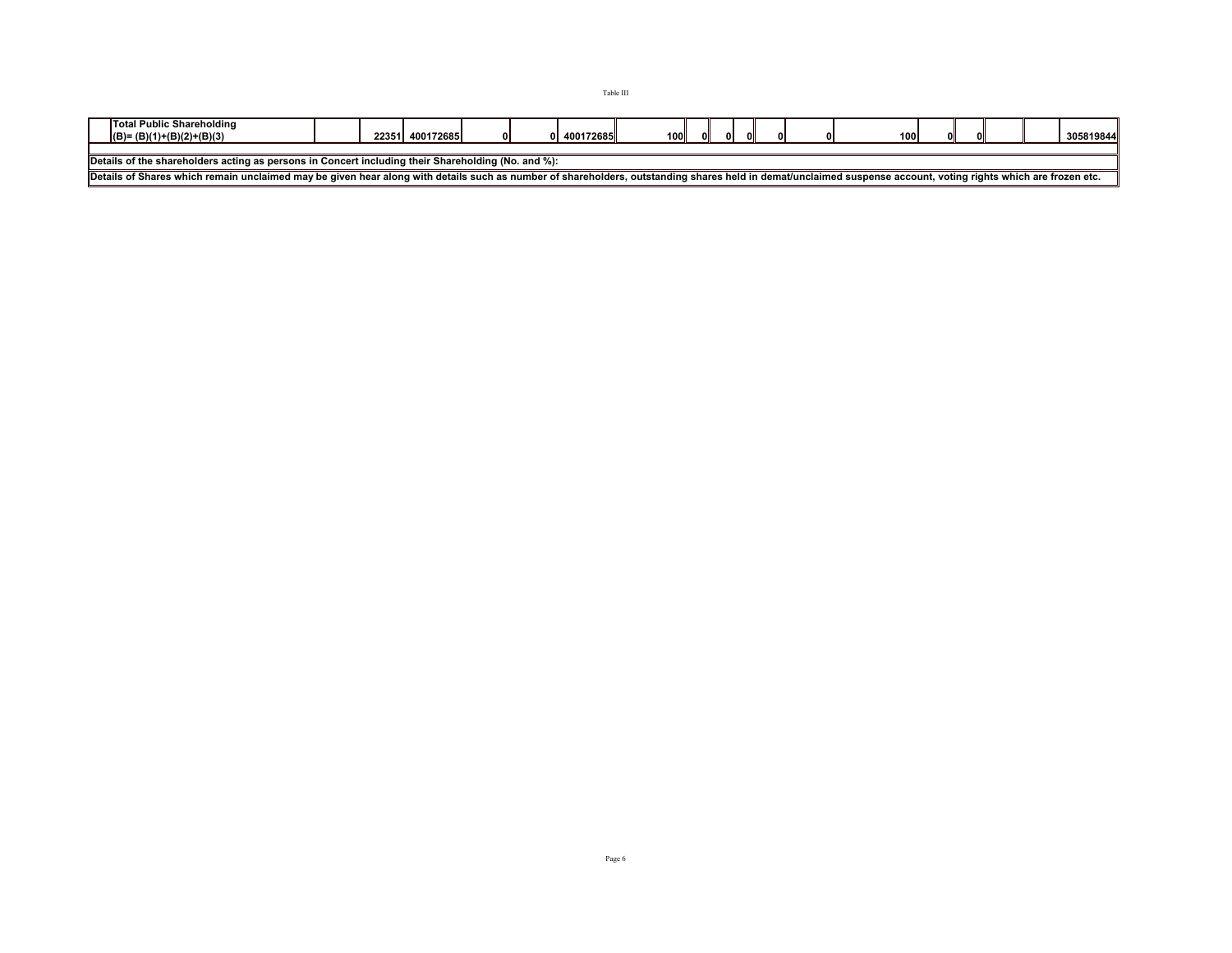Table III

| Total Public Shareholding (B)= (B)(1)+(B)(2)+(B)(3) | | 22351 | 400172685 | 0 | 0 | 400172685 | 100 | 0 | 0 | 0 | 0 | 0 | 100 | 0 | 0 | | | 305819844 |
|---|---|---|---|---|---|---|---|---|---|---|---|---|---|---|---|---|---|---|
| Details of the shareholders acting as persons in Concert including their Shareholding (No. and %): | | | | | | | | | | | | | | | | | | |
| Details of Shares which remain unclaimed may be given hear along with details such as number of shareholders, outstanding shares held in demat/unclaimed suspense account, voting rights which are frozen etc. | | | | | | | | | | | | | | | | | | |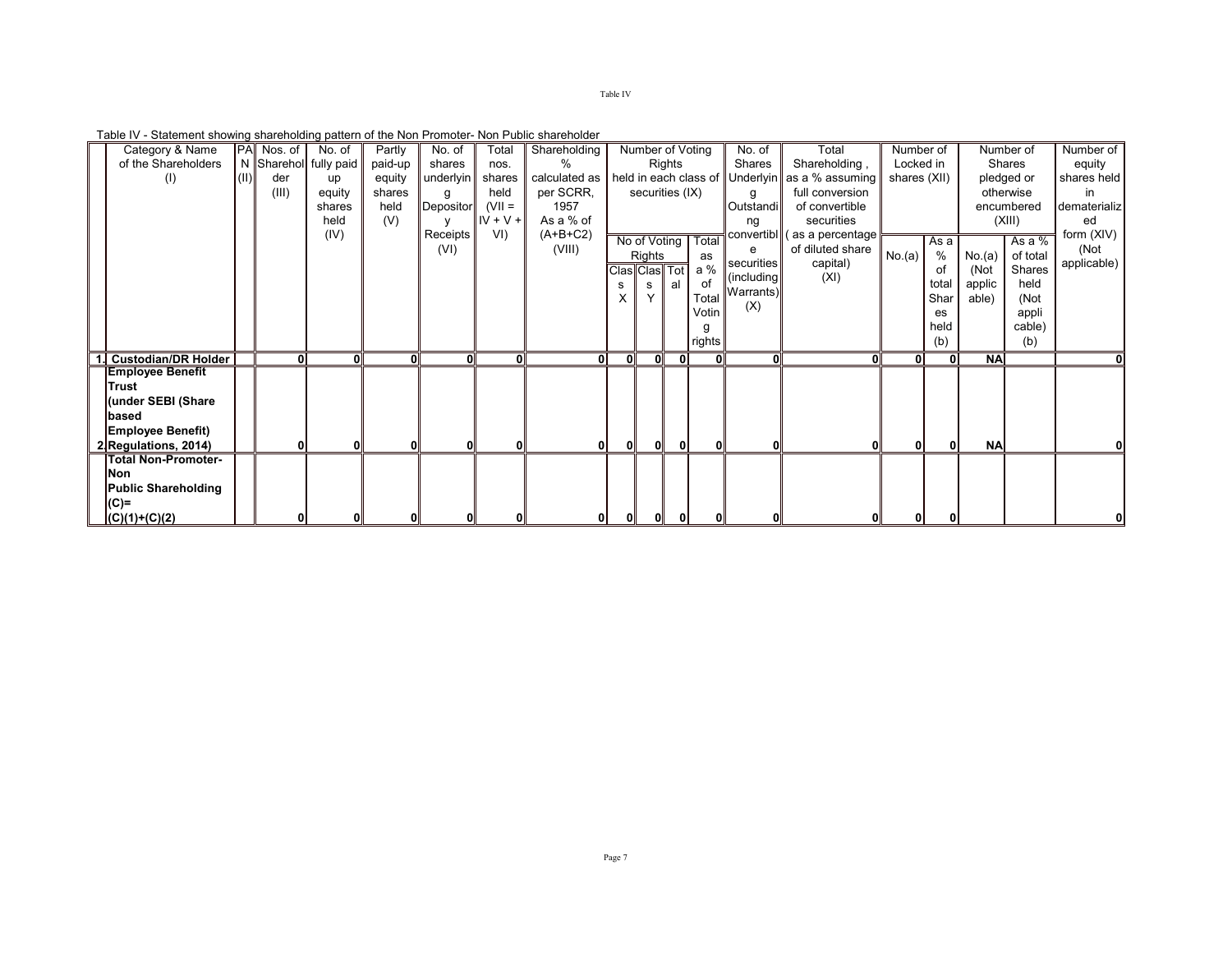Table IV - Statement showing shareholding pattern of the Non Promoter- Non Public shareholder

| | Category & Name of the Shareholders (I) | PAN (II) | Nos. of Shareholder (III) | No. of fully paid up equity shares held (IV) | Partly paid-up equity shares held (V) | No. of shares underlying Depository Receipts (VI) | Total nos. shares held (VII = IV + V + VI) | Shareholding % calculated as per SCRR, 1957 As a % of (A+B+C2) (VIII) | Number of Voting Rights held in each class of securities (IX) | | | | No. of Shares Underlying Outstanding convertible securities (including Warrants) (X) | Total Shareholding , as a % assuming full conversion of convertible securities ( as a percentage of diluted share capital) (XI) | Number of Locked in shares (XII) | | Number of Shares pledged or otherwise encumbered (XIII) | | Number of equity shares held in dematerialized form (XIV) (Not applicable) |
|---|---|---|---|---|---|---|---|---|---|---|---|---|---|---|---|---|---|---|---|
| | | | | | | | | | No of Voting Rights | | | Total as a % of Total Voting rights | | | No.(a) | As a % of total Shares held (b) | No.(a) (Not applicable) | As a % of total Shares held (Not applicable) (b) | |
| | | | | | | | | | Class X | Class Y | Total | | | | | | | | |
| 1. | Custodian/DR Holder | | 0 | 0 | 0 | 0 | 0 | 0 | 0 | 0 | 0 | 0 | 0 | 0 | 0 | 0 | NA | | 0 |
| 2. | Employee Benefit Trust (under SEBI (Share based Employee Benefit) Regulations, 2014) | | 0 | 0 | 0 | 0 | 0 | 0 | 0 | 0 | 0 | 0 | 0 | 0 | 0 | 0 | NA | | 0 |
| | Total Non-Promoter-Non Public Shareholding (C)= (C)(1)+(C)(2) | | 0 | 0 | 0 | 0 | 0 | 0 | 0 | 0 | 0 | 0 | 0 | 0 | 0 | 0 | | | 0 |